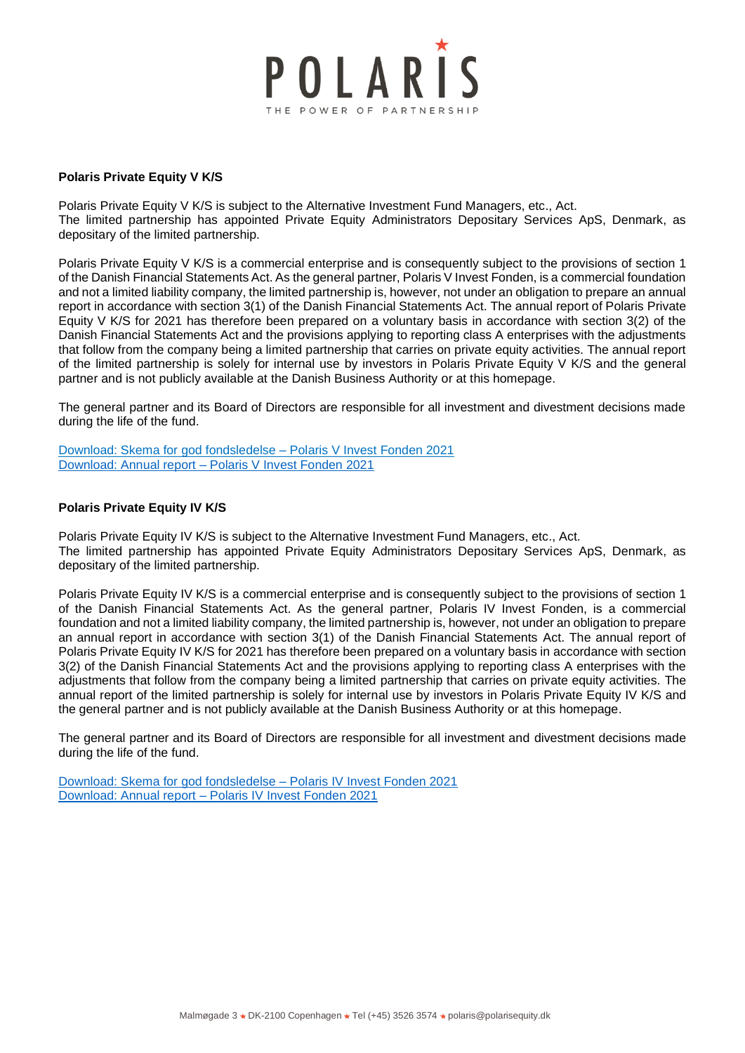# POLARIS

THE POWER OF PARTNERSHIP

**Polaris Private Equity V K/S**

Polaris Private Equity V K/S is subject to the Alternative Investment Fund Managers, etc., Act. The limited partnership has appointed Private Equity Administrators Depositary Services ApS, Denmark, as depositary of the limited partnership.

Polaris Private Equity V K/S is a commercial enterprise and is consequently subject to the provisions of section 1 of the Danish Financial Statements Act. As the general partner, Polaris V Invest Fonden, is a commercial foundation and not a limited liability company, the limited partnership is, however, not under an obligation to prepare an annual report in accordance with section 3(1) of the Danish Financial Statements Act. The annual report of Polaris Private Equity V K/S for 2021 has therefore been prepared on a voluntary basis in accordance with section 3(2) of the Danish Financial Statements Act and the provisions applying to reporting class A enterprises with the adjustments that follow from the company being a limited partnership that carries on private equity activities. The annual report of the limited partnership is solely for internal use by investors in Polaris Private Equity V K/S and the general partner and is not publicly available at the Danish Business Authority or at this homepage.

The general partner and its Board of Directors are responsible for all investment and divestment decisions made during the life of the fund.

Download: Skema for god fondsledelse – Polaris V Invest Fonden 2021
Download: Annual report – Polaris V Invest Fonden 2021

**Polaris Private Equity IV K/S**

Polaris Private Equity IV K/S is subject to the Alternative Investment Fund Managers, etc., Act. The limited partnership has appointed Private Equity Administrators Depositary Services ApS, Denmark, as depositary of the limited partnership.

Polaris Private Equity IV K/S is a commercial enterprise and is consequently subject to the provisions of section 1 of the Danish Financial Statements Act. As the general partner, Polaris IV Invest Fonden, is a commercial foundation and not a limited liability company, the limited partnership is, however, not under an obligation to prepare an annual report in accordance with section 3(1) of the Danish Financial Statements Act. The annual report of Polaris Private Equity IV K/S for 2021 has therefore been prepared on a voluntary basis in accordance with section 3(2) of the Danish Financial Statements Act and the provisions applying to reporting class A enterprises with the adjustments that follow from the company being a limited partnership that carries on private equity activities. The annual report of the limited partnership is solely for internal use by investors in Polaris Private Equity IV K/S and the general partner and is not publicly available at the Danish Business Authority or at this homepage.

The general partner and its Board of Directors are responsible for all investment and divestment decisions made during the life of the fund.

Download: Skema for god fondsledelse – Polaris IV Invest Fonden 2021
Download: Annual report – Polaris IV Invest Fonden 2021

Malmøgade 3 ★ DK-2100 Copenhagen ★ Tel (+45) 3526 3574 ★ polaris@polarisequity.dk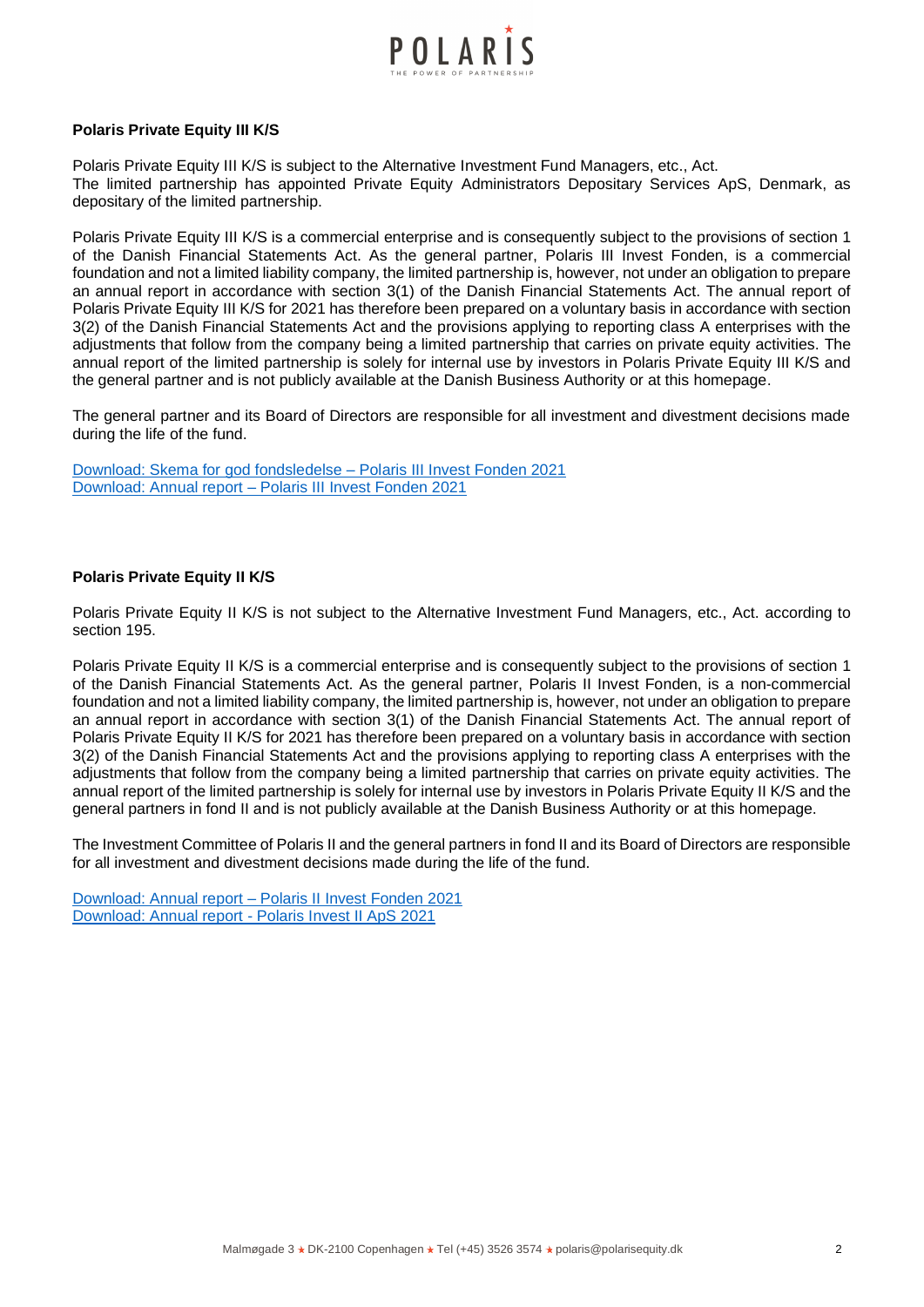**Polaris Private Equity III K/S**

Polaris Private Equity III K/S is subject to the Alternative Investment Fund Managers, etc., Act.
The limited partnership has appointed Private Equity Administrators Depositary Services ApS, Denmark, as depositary of the limited partnership.

Polaris Private Equity III K/S is a commercial enterprise and is consequently subject to the provisions of section 1 of the Danish Financial Statements Act. As the general partner, Polaris III Invest Fonden, is a commercial foundation and not a limited liability company, the limited partnership is, however, not under an obligation to prepare an annual report in accordance with section 3(1) of the Danish Financial Statements Act. The annual report of Polaris Private Equity III K/S for 2021 has therefore been prepared on a voluntary basis in accordance with section 3(2) of the Danish Financial Statements Act and the provisions applying to reporting class A enterprises with the adjustments that follow from the company being a limited partnership that carries on private equity activities. The annual report of the limited partnership is solely for internal use by investors in Polaris Private Equity III K/S and the general partner and is not publicly available at the Danish Business Authority or at this homepage.

The general partner and its Board of Directors are responsible for all investment and divestment decisions made during the life of the fund.

Download: Skema for god fondsledelse – Polaris III Invest Fonden 2021
Download: Annual report – Polaris III Invest Fonden 2021

**Polaris Private Equity II K/S**

Polaris Private Equity II K/S is not subject to the Alternative Investment Fund Managers, etc., Act. according to section 195.

Polaris Private Equity II K/S is a commercial enterprise and is consequently subject to the provisions of section 1 of the Danish Financial Statements Act. As the general partner, Polaris II Invest Fonden, is a non-commercial foundation and not a limited liability company, the limited partnership is, however, not under an obligation to prepare an annual report in accordance with section 3(1) of the Danish Financial Statements Act. The annual report of Polaris Private Equity II K/S for 2021 has therefore been prepared on a voluntary basis in accordance with section 3(2) of the Danish Financial Statements Act and the provisions applying to reporting class A enterprises with the adjustments that follow from the company being a limited partnership that carries on private equity activities. The annual report of the limited partnership is solely for internal use by investors in Polaris Private Equity II K/S and the general partners in fond II and is not publicly available at the Danish Business Authority or at this homepage.

The Investment Committee of Polaris II and the general partners in fond II and its Board of Directors are responsible for all investment and divestment decisions made during the life of the fund.

Download: Annual report – Polaris II Invest Fonden 2021
Download: Annual report - Polaris Invest II ApS 2021

Malmøgade 3 ★ DK-2100 Copenhagen ★ Tel (+45) 3526 3574 ★ polaris@polarisequity.dk